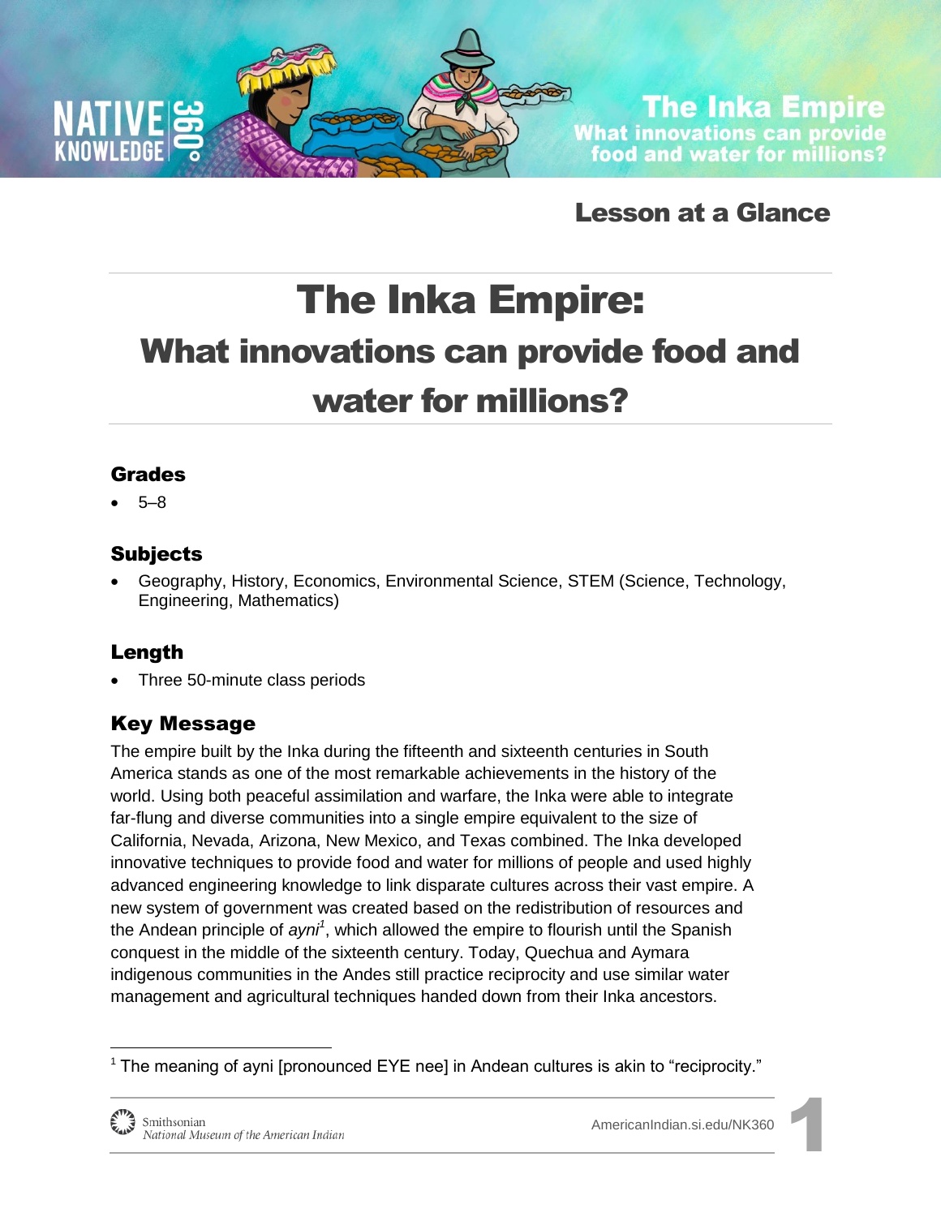# The Inka Empire: What innovations can provide food and water for millions?

## Lesson at a Glance

# The Inka Empire:
## What innovations can provide food and water for millions?

### Grades

- 5–8

### Subjects

- Geography, History, Economics, Environmental Science, STEM (Science, Technology, Engineering, Mathematics)

### Length

- Three 50-minute class periods

### Key Message

The empire built by the Inka during the fifteenth and sixteenth centuries in South America stands as one of the most remarkable achievements in the history of the world. Using both peaceful assimilation and warfare, the Inka were able to integrate far-flung and diverse communities into a single empire equivalent to the size of California, Nevada, Arizona, New Mexico, and Texas combined. The Inka developed innovative techniques to provide food and water for millions of people and used highly advanced engineering knowledge to link disparate cultures across their vast empire. A new system of government was created based on the redistribution of resources and the Andean principle of *ayni*[1], which allowed the empire to flourish until the Spanish conquest in the middle of the sixteenth century. Today, Quechua and Aymara indigenous communities in the Andes still practice reciprocity and use similar water management and agricultural techniques handed down from their Inka ancestors.

[1] The meaning of ayni [pronounced EYE nee] in Andean cultures is akin to "reciprocity."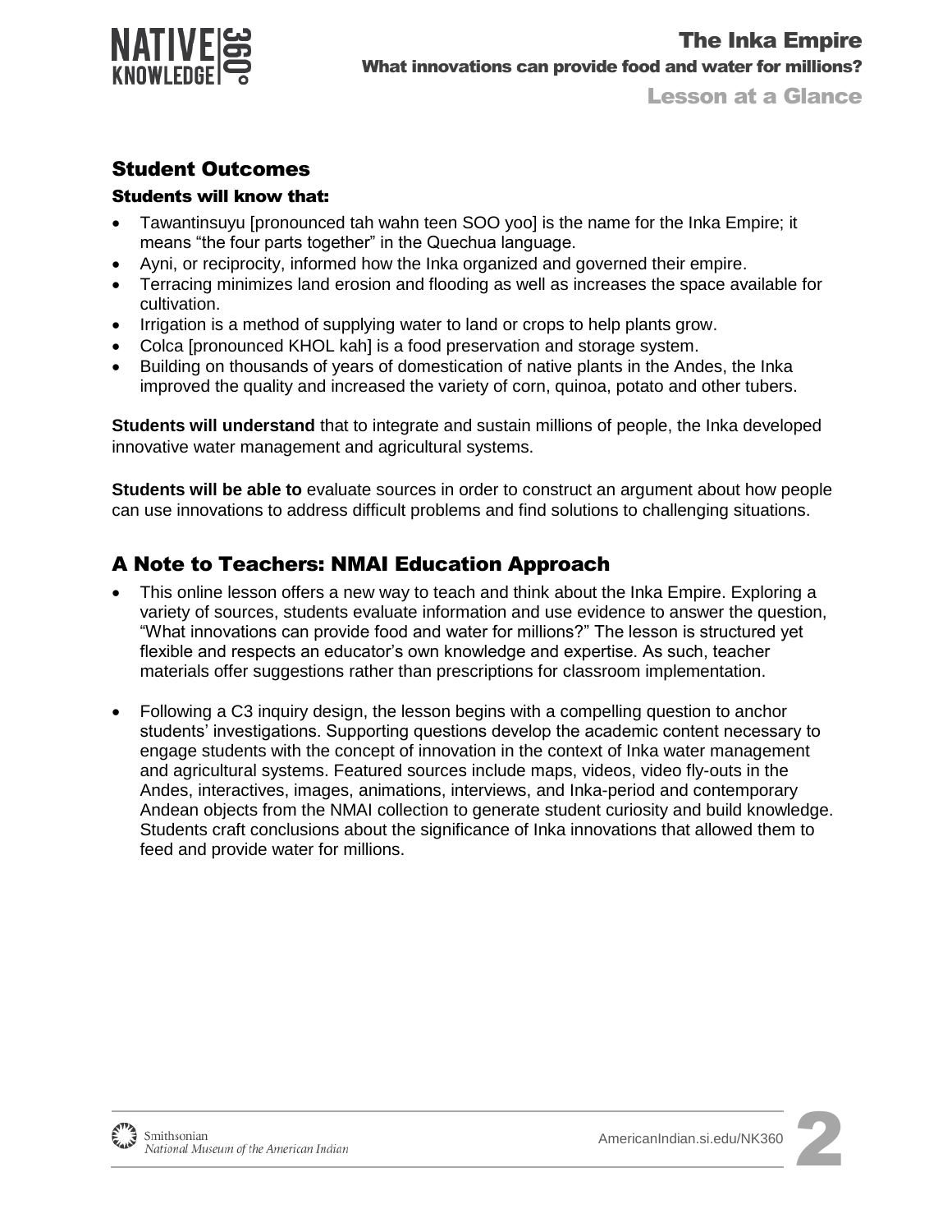## Student Outcomes

### Students will know that:

- Tawantinsuyu [pronounced tah wahn teen SOO yoo] is the name for the Inka Empire; it means “the four parts together” in the Quechua language.
- Ayni, or reciprocity, informed how the Inka organized and governed their empire.
- Terracing minimizes land erosion and flooding as well as increases the space available for cultivation.
- Irrigation is a method of supplying water to land or crops to help plants grow.
- Colca [pronounced KHOL kah] is a food preservation and storage system.
- Building on thousands of years of domestication of native plants in the Andes, the Inka improved the quality and increased the variety of corn, quinoa, potato and other tubers.

**Students will understand** that to integrate and sustain millions of people, the Inka developed innovative water management and agricultural systems.

**Students will be able to** evaluate sources in order to construct an argument about how people can use innovations to address difficult problems and find solutions to challenging situations.

## A Note to Teachers: NMAI Education Approach

- This online lesson offers a new way to teach and think about the Inka Empire. Exploring a variety of sources, students evaluate information and use evidence to answer the question, “What innovations can provide food and water for millions?” The lesson is structured yet flexible and respects an educator’s own knowledge and expertise. As such, teacher materials offer suggestions rather than prescriptions for classroom implementation.

- Following a C3 inquiry design, the lesson begins with a compelling question to anchor students’ investigations. Supporting questions develop the academic content necessary to engage students with the concept of innovation in the context of Inka water management and agricultural systems. Featured sources include maps, videos, video fly-outs in the Andes, interactives, images, animations, interviews, and Inka-period and contemporary Andean objects from the NMAI collection to generate student curiosity and build knowledge. Students craft conclusions about the significance of Inka innovations that allowed them to feed and provide water for millions.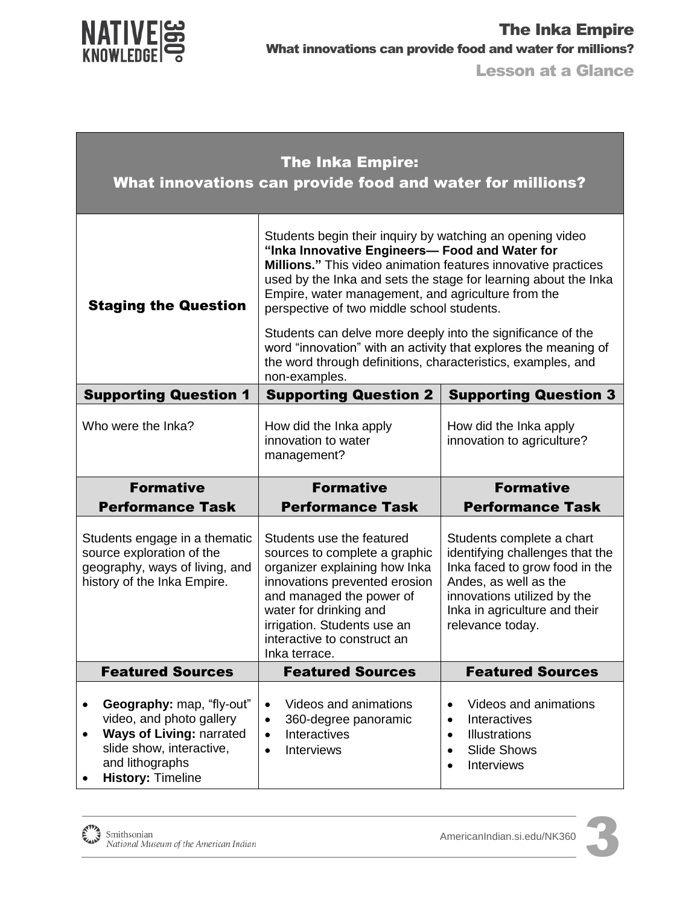# The Inka Empire

## What innovations can provide food and water for millions?

### Lesson at a Glance

| The Inka Empire: What innovations can provide food and water for millions? | | |
|---|---|---|
| **Staging the Question** | Students begin their inquiry by watching an opening video **"Inka Innovative Engineers— Food and Water for Millions."** This video animation features innovative practices used by the Inka and sets the stage for learning about the Inka Empire, water management, and agriculture from the perspective of two middle school students.<br><br>Students can delve more deeply into the significance of the word "innovation" with an activity that explores the meaning of the word through definitions, characteristics, examples, and non-examples. | |
| **Supporting Question 1** | **Supporting Question 2** | **Supporting Question 3** |
| Who were the Inka? | How did the Inka apply innovation to water management? | How did the Inka apply innovation to agriculture? |
| **Formative Performance Task** | **Formative Performance Task** | **Formative Performance Task** |
| Students engage in a thematic source exploration of the geography, ways of living, and history of the Inka Empire. | Students use the featured sources to complete a graphic organizer explaining how Inka innovations prevented erosion and managed the power of water for drinking and irrigation. Students use an interactive to construct an Inka terrace. | Students complete a chart identifying challenges that the Inka faced to grow food in the Andes, as well as the innovations utilized by the Inka in agriculture and their relevance today. |
| **Featured Sources** | **Featured Sources** | **Featured Sources** |
| • **Geography:** map, "fly-out" video, and photo gallery<br>• **Ways of Living:** narrated slide show, interactive, and lithographs<br>• **History:** Timeline | • Videos and animations<br>• 360-degree panoramic<br>• Interactives<br>• Interviews | • Videos and animations<br>• Interactives<br>• Illustrations<br>• Slide Shows<br>• Interviews |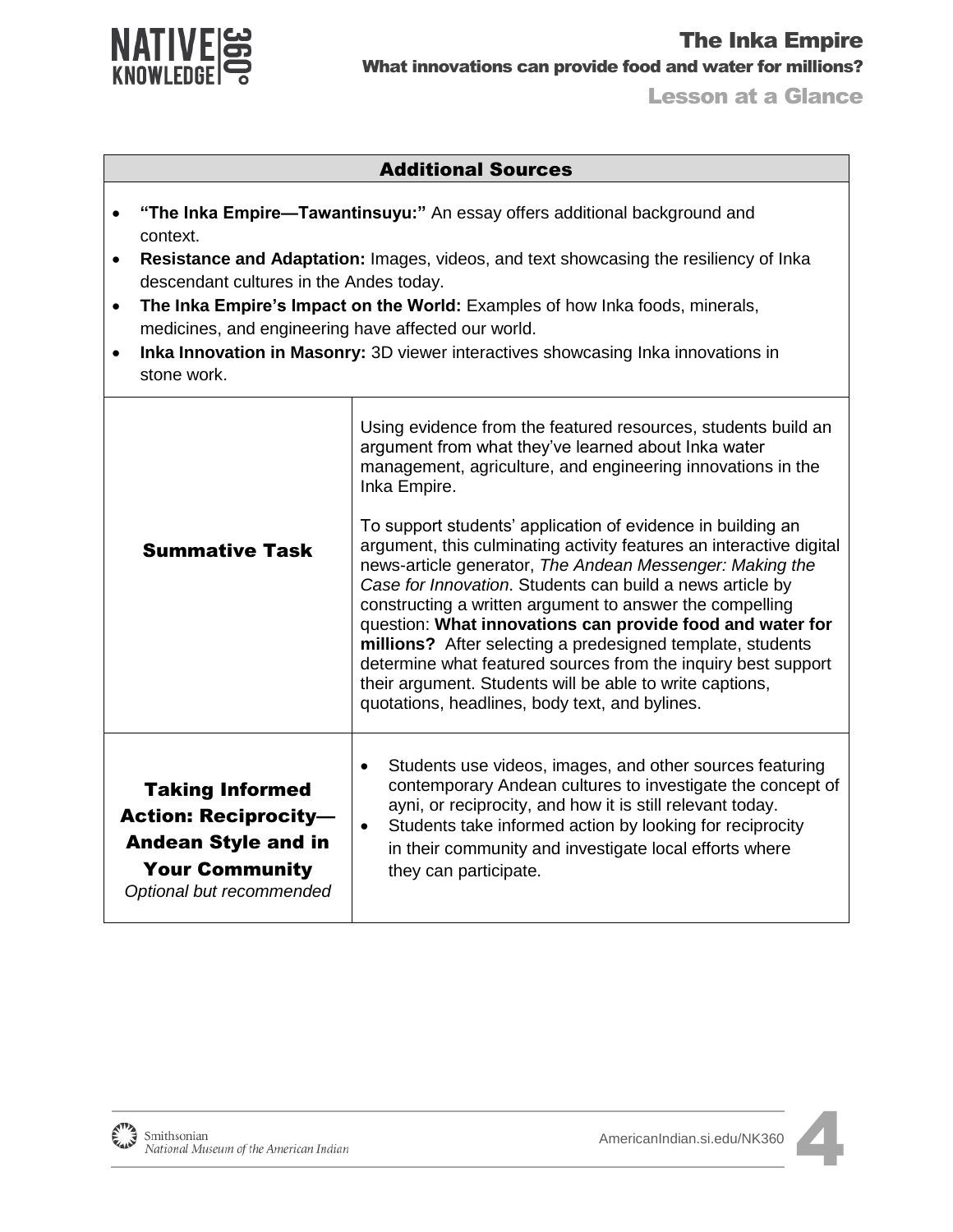## Additional Sources

- **"The Inka Empire—Tawantinsuyu:"** An essay offers additional background and context.
- **Resistance and Adaptation:** Images, videos, and text showcasing the resiliency of Inka descendant cultures in the Andes today.
- **The Inka Empire's Impact on the World:** Examples of how Inka foods, minerals, medicines, and engineering have affected our world.
- **Inka Innovation in Masonry:** 3D viewer interactives showcasing Inka innovations in stone work.

| | |
|---|---|
| **Summative Task** | Using evidence from the featured resources, students build an argument from what they've learned about Inka water management, agriculture, and engineering innovations in the Inka Empire.<br><br>To support students' application of evidence in building an argument, this culminating activity features an interactive digital news-article generator, *The Andean Messenger: Making the Case for Innovation*. Students can build a news article by constructing a written argument to answer the compelling question: **What innovations can provide food and water for millions?** After selecting a predesigned template, students determine what featured sources from the inquiry best support their argument. Students will be able to write captions, quotations, headlines, body text, and bylines. |
| **Taking Informed Action: Reciprocity—Andean Style and in Your Community**<br>*Optional but recommended* | • Students use videos, images, and other sources featuring contemporary Andean cultures to investigate the concept of ayni, or reciprocity, and how it is still relevant today.<br>• Students take informed action by looking for reciprocity in their community and investigate local efforts where they can participate. |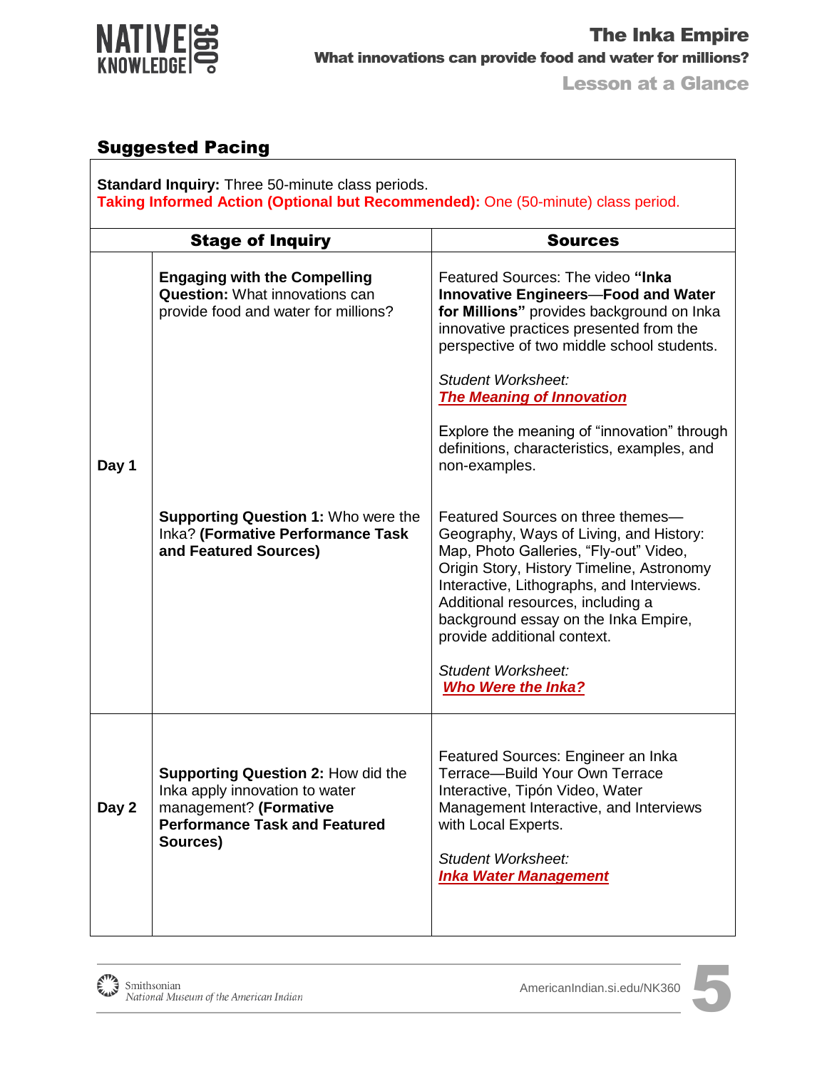## Suggested Pacing

**Standard Inquiry:** Three 50-minute class periods.
**Taking Informed Action (Optional but Recommended):** One (50-minute) class period.

| | Stage of Inquiry | Sources |
|---|---|---|
| Day 1 | **Engaging with the Compelling Question:** What innovations can provide food and water for millions? | Featured Sources: The video **"Inka Innovative Engineers—Food and Water for Millions"** provides background on Inka innovative practices presented from the perspective of two middle school students.<br><br>*Student Worksheet:*<br>***The Meaning of Innovation***<br><br>Explore the meaning of "innovation" through definitions, characteristics, examples, and non-examples. |
| | **Supporting Question 1:** Who were the Inka? **(Formative Performance Task and Featured Sources)** | Featured Sources on three themes—Geography, Ways of Living, and History: Map, Photo Galleries, "Fly-out" Video, Origin Story, History Timeline, Astronomy Interactive, Lithographs, and Interviews. Additional resources, including a background essay on the Inka Empire, provide additional context.<br><br>*Student Worksheet:*<br>***Who Were the Inka?*** |
| Day 2 | **Supporting Question 2:** How did the Inka apply innovation to water management? **(Formative Performance Task and Featured Sources)** | Featured Sources: Engineer an Inka Terrace—Build Your Own Terrace Interactive, Tipón Video, Water Management Interactive, and Interviews with Local Experts.<br><br>*Student Worksheet:*<br>***Inka Water Management*** |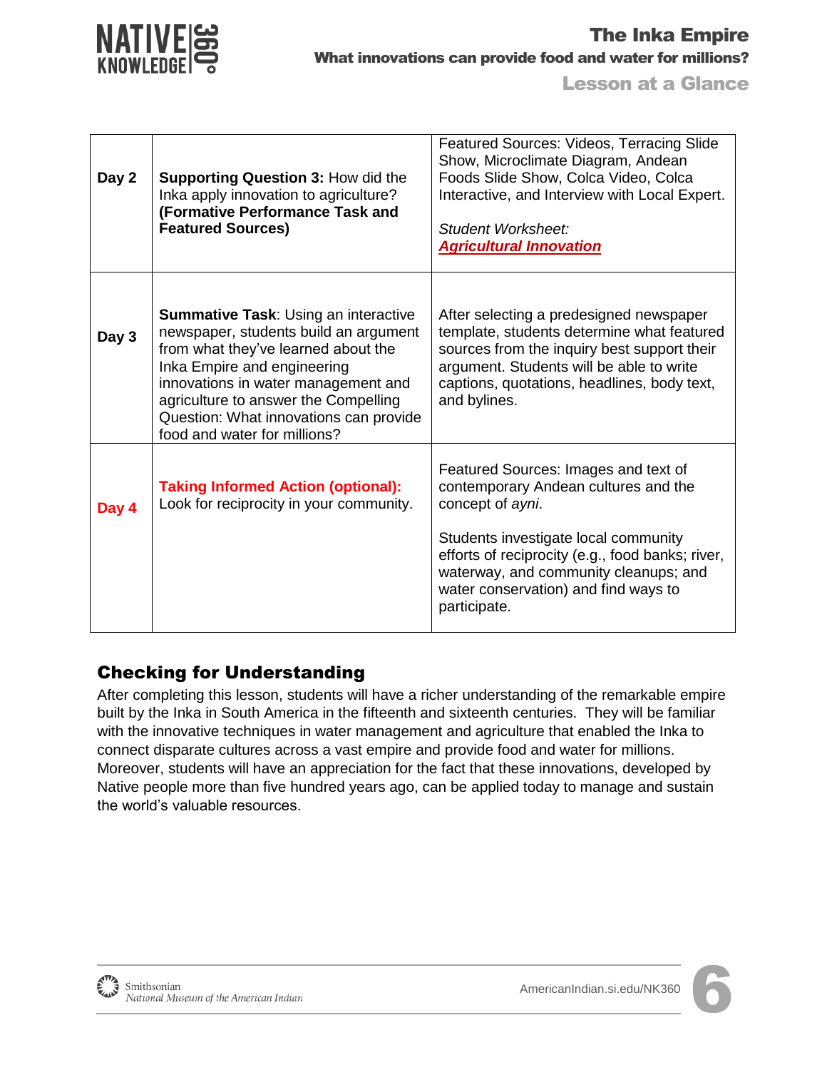| | | |
|---|---|---|
| **Day 2** | **Supporting Question 3:** How did the Inka apply innovation to agriculture? **(Formative Performance Task and Featured Sources)** | Featured Sources: Videos, Terracing Slide Show, Microclimate Diagram, Andean Foods Slide Show, Colca Video, Colca Interactive, and Interview with Local Expert.<br><br>*Student Worksheet:* ***Agricultural Innovation*** |
| **Day 3** | **Summative Task**: Using an interactive newspaper, students build an argument from what they've learned about the Inka Empire and engineering innovations in water management and agriculture to answer the Compelling Question: What innovations can provide food and water for millions? | After selecting a predesigned newspaper template, students determine what featured sources from the inquiry best support their argument. Students will be able to write captions, quotations, headlines, body text, and bylines. |
| **Day 4** | **Taking Informed Action (optional):** Look for reciprocity in your community. | Featured Sources: Images and text of contemporary Andean cultures and the concept of *ayni*.<br><br>Students investigate local community efforts of reciprocity (e.g., food banks; river, waterway, and community cleanups; and water conservation) and find ways to participate. |

## Checking for Understanding

After completing this lesson, students will have a richer understanding of the remarkable empire built by the Inka in South America in the fifteenth and sixteenth centuries. They will be familiar with the innovative techniques in water management and agriculture that enabled the Inka to connect disparate cultures across a vast empire and provide food and water for millions. Moreover, students will have an appreciation for the fact that these innovations, developed by Native people more than five hundred years ago, can be applied today to manage and sustain the world's valuable resources.